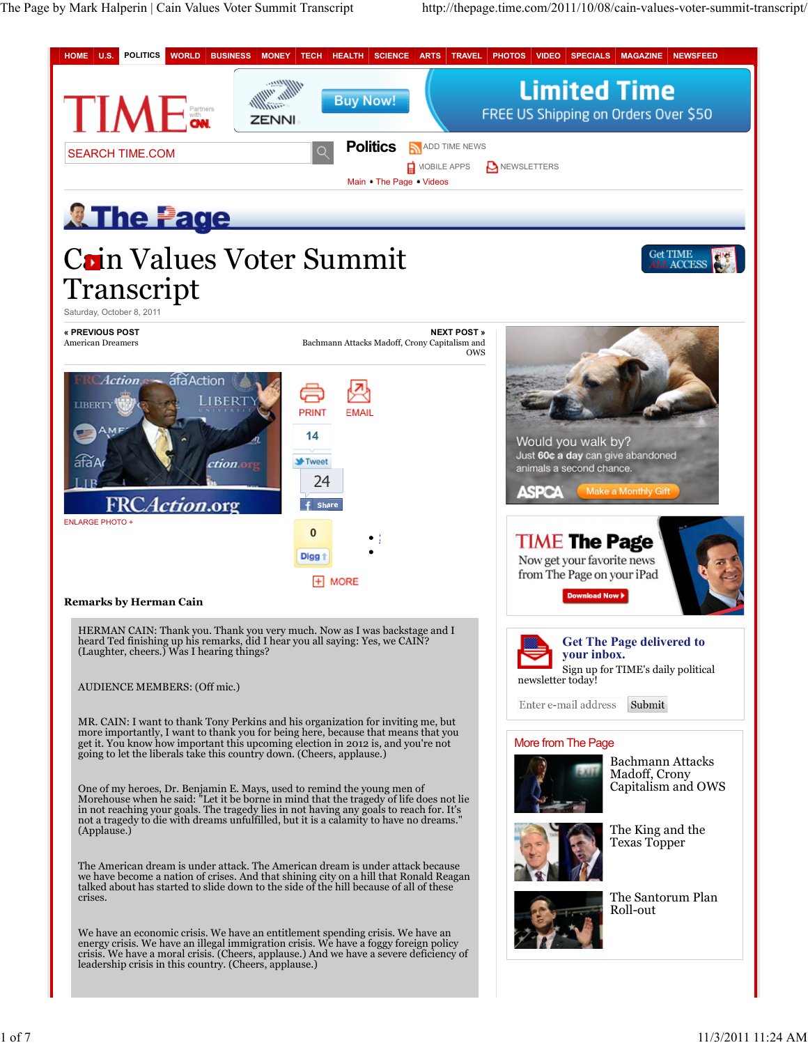# Cain Values Voter Summit Transcript

Saturday, October 8, 2011

**Remarks by Herman Cain**

HERMAN CAIN: Thank you. Thank you very much. Now as I was backstage and I heard Ted finishing up his remarks, did I hear you all saying: Yes, we CAIN? (Laughter, cheers.) Was I hearing things?

AUDIENCE MEMBERS: (Off mic.)

MR. CAIN: I want to thank Tony Perkins and his organization for inviting me, but more importantly, I want to thank you for being here, because that means that you get it. You know how important this upcoming election in 2012 is, and you're not going to let the liberals take this country down. (Cheers, applause.)

One of my heroes, Dr. Benjamin E. Mays, used to remind the young men of Morehouse when he said: "Let it be borne in mind that the tragedy of life does not lie in not reaching your goals. The tragedy lies in not having any goals to reach for. It's not a tragedy to die with dreams unfulfilled, but it is a calamity to have no dreams." (Applause.)

The American dream is under attack. The American dream is under attack because we have become a nation of crises. And that shining city on a hill that Ronald Reagan talked about has started to slide down to the side of the hill because of all of these crises.

We have an economic crisis. We have an entitlement spending crisis. We have an energy crisis. We have an illegal immigration crisis. We have a foggy foreign policy crisis. We have a moral crisis. (Cheers, applause.) And we have a severe deficiency of leadership crisis in this country. (Cheers, applause.)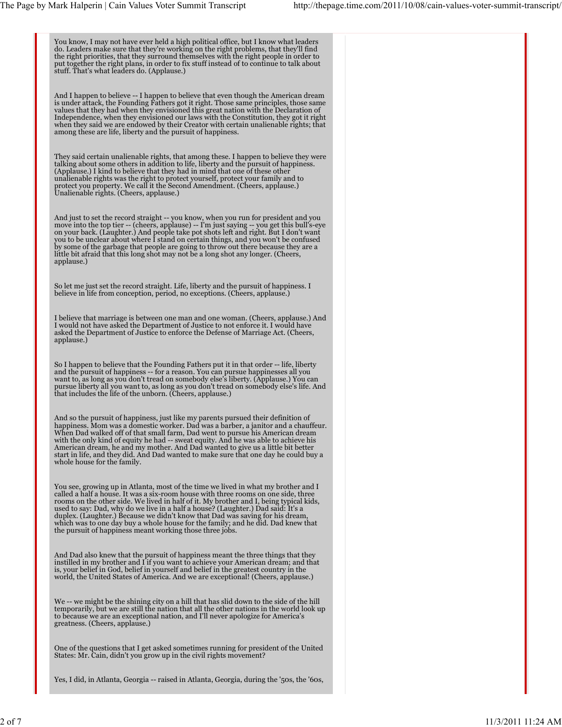You know, I may not have ever held a high political office, but I know what leaders do. Leaders make sure that they're working on the right problems, that they'll find the right priorities, that they surround themselves with the right people in order to put together the right plans, in order to fix stuff instead of to continue to talk about stuff. That's what leaders do. (Applause.)

And I happen to believe -- I happen to believe that even though the American dream is under attack, the Founding Fathers got it right. Those same principles, those same values that they had when they envisioned this great nation with the Declaration of Independence, when they envisioned our laws with the Constitution, they got it right when they said we are endowed by their Creator with certain unalienable rights; that among these are life, liberty and the pursuit of happiness.

They said certain unalienable rights, that among these. I happen to believe they were talking about some others in addition to life, liberty and the pursuit of happiness. (Applause.) I kind to believe that they had in mind that one of these other unalienable rights was the right to protect yourself, protect your family and to protect you property. We call it the Second Amendment. (Cheers, applause.) Unalienable rights. (Cheers, applause.)

And just to set the record straight -- you know, when you run for president and you move into the top tier -- (cheers, applause) -- I'm just saying -- you get this bull's-eye on your back. (Laughter.) And people take pot shots left and right. But I don't want you to be unclear about where I stand on certain things, and you won't be confused by some of the garbage that people are going to throw out there because they are a little bit afraid that this long shot may not be a long shot any longer. (Cheers, applause.)

So let me just set the record straight. Life, liberty and the pursuit of happiness. I believe in life from conception, period, no exceptions. (Cheers, applause.)

I believe that marriage is between one man and one woman. (Cheers, applause.) And I would not have asked the Department of Justice to not enforce it. I would have asked the Department of Justice to enforce the Defense of Marriage Act. (Cheers, applause.)

So I happen to believe that the Founding Fathers put it in that order -- life, liberty and the pursuit of happiness -- for a reason. You can pursue happinesses all you want to, as long as you don't tread on somebody else's liberty. (Applause.) You can pursue liberty all you want to, as long as you don't tread on somebody else's life. And that includes the life of the unborn. (Cheers, applause.)

And so the pursuit of happiness, just like my parents pursued their definition of happiness. Mom was a domestic worker. Dad was a barber, a janitor and a chauffeur. When Dad walked off of that small farm, Dad went to pursue his American dream with the only kind of equity he had -- sweat equity. And he was able to achieve his American dream, he and my mother. And Dad wanted to give us a little bit better start in life, and they did. And Dad wanted to make sure that one day he could buy a whole house for the family.

You see, growing up in Atlanta, most of the time we lived in what my brother and I called a half a house. It was a six-room house with three rooms on one side, three rooms on the other side. We lived in half of it. My brother and I, being typical kids, used to say: Dad, why do we live in a half a house? (Laughter.) Dad said: It's a duplex. (Laughter.) Because we didn't know that Dad was saving for his dream, which was to one day buy a whole house for the family; and he did. Dad knew that the pursuit of happiness meant working those three jobs.

And Dad also knew that the pursuit of happiness meant the three things that they instilled in my brother and I if you want to achieve your American dream; and that is, your belief in God, belief in yourself and belief in the greatest country in the world, the United States of America. And we are exceptional! (Cheers, applause.)

We -- we might be the shining city on a hill that has slid down to the side of the hill temporarily, but we are still the nation that all the other nations in the world look up to because we are an exceptional nation, and I'll never apologize for America's greatness. (Cheers, applause.)

One of the questions that I get asked sometimes running for president of the United States: Mr. Cain, didn't you grow up in the civil rights movement?

Yes, I did, in Atlanta, Georgia -- raised in Atlanta, Georgia, during the '50s, the '60s,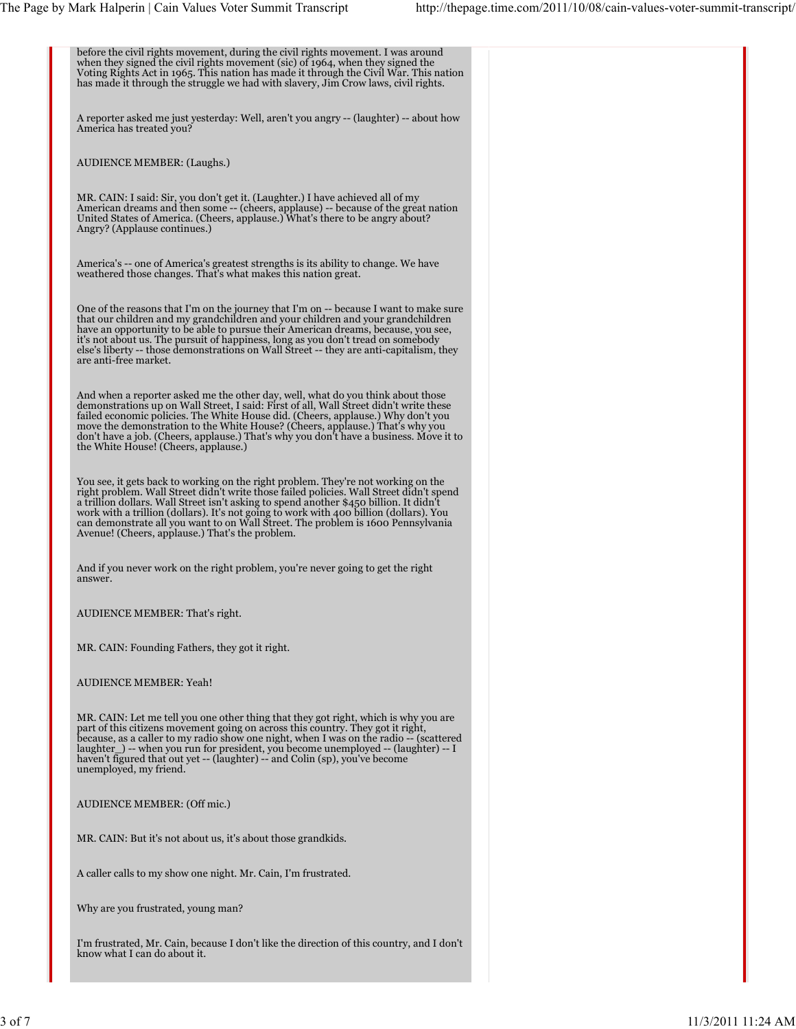before the civil rights movement, during the civil rights movement. I was around when they signed the civil rights movement (sic) of 1964, when they signed the Voting Rights Act in 1965. This nation has made it through the Civil War. This nation has made it through the struggle we had with slavery, Jim Crow laws, civil rights.

A reporter asked me just yesterday: Well, aren't you angry -- (laughter) -- about how America has treated you?

AUDIENCE MEMBER: (Laughs.)

MR. CAIN: I said: Sir, you don't get it. (Laughter.) I have achieved all of my American dreams and then some -- (cheers, applause) -- because of the great nation United States of America. (Cheers, applause.) What's there to be angry about? Angry? (Applause continues.)

America's -- one of America's greatest strengths is its ability to change. We have weathered those changes. That's what makes this nation great.

One of the reasons that I'm on the journey that I'm on -- because I want to make sure that our children and my grandchildren and your children and your grandchildren have an opportunity to be able to pursue their American dreams, because, you see, it's not about us. The pursuit of happiness, long as you don't tread on somebody else's liberty -- those demonstrations on Wall Street -- they are anti-capitalism, they are anti-free market.

And when a reporter asked me the other day, well, what do you think about those demonstrations up on Wall Street, I said: First of all, Wall Street didn't write these failed economic policies. The White House did. (Cheers, applause.) Why don't you move the demonstration to the White House? (Cheers, applause.) That's why you don't have a job. (Cheers, applause.) That's why you don't have a business. Move it to the White House! (Cheers, applause.)

You see, it gets back to working on the right problem. They're not working on the right problem. Wall Street didn't write those failed policies. Wall Street didn't spend a trillion dollars. Wall Street isn't asking to spend another $450 billion. It didn't work with a trillion (dollars). It's not going to work with 400 billion (dollars). You can demonstrate all you want to on Wall Street. The problem is 1600 Pennsylvania Avenue! (Cheers, applause.) That's the problem.

And if you never work on the right problem, you're never going to get the right answer.

AUDIENCE MEMBER: That's right.

MR. CAIN: Founding Fathers, they got it right.

AUDIENCE MEMBER: Yeah!

MR. CAIN: Let me tell you one other thing that they got right, which is why you are part of this citizens movement going on across this country. They got it right, because, as a caller to my radio show one night, when I was on the radio -- (scattered laughter_) -- when you run for president, you become unemployed -- (laughter) -- I haven't figured that out yet -- (laughter) -- and Colin (sp), you've become unemployed, my friend.

AUDIENCE MEMBER: (Off mic.)

MR. CAIN: But it's not about us, it's about those grandkids.

A caller calls to my show one night. Mr. Cain, I'm frustrated.

Why are you frustrated, young man?

I'm frustrated, Mr. Cain, because I don't like the direction of this country, and I don't know what I can do about it.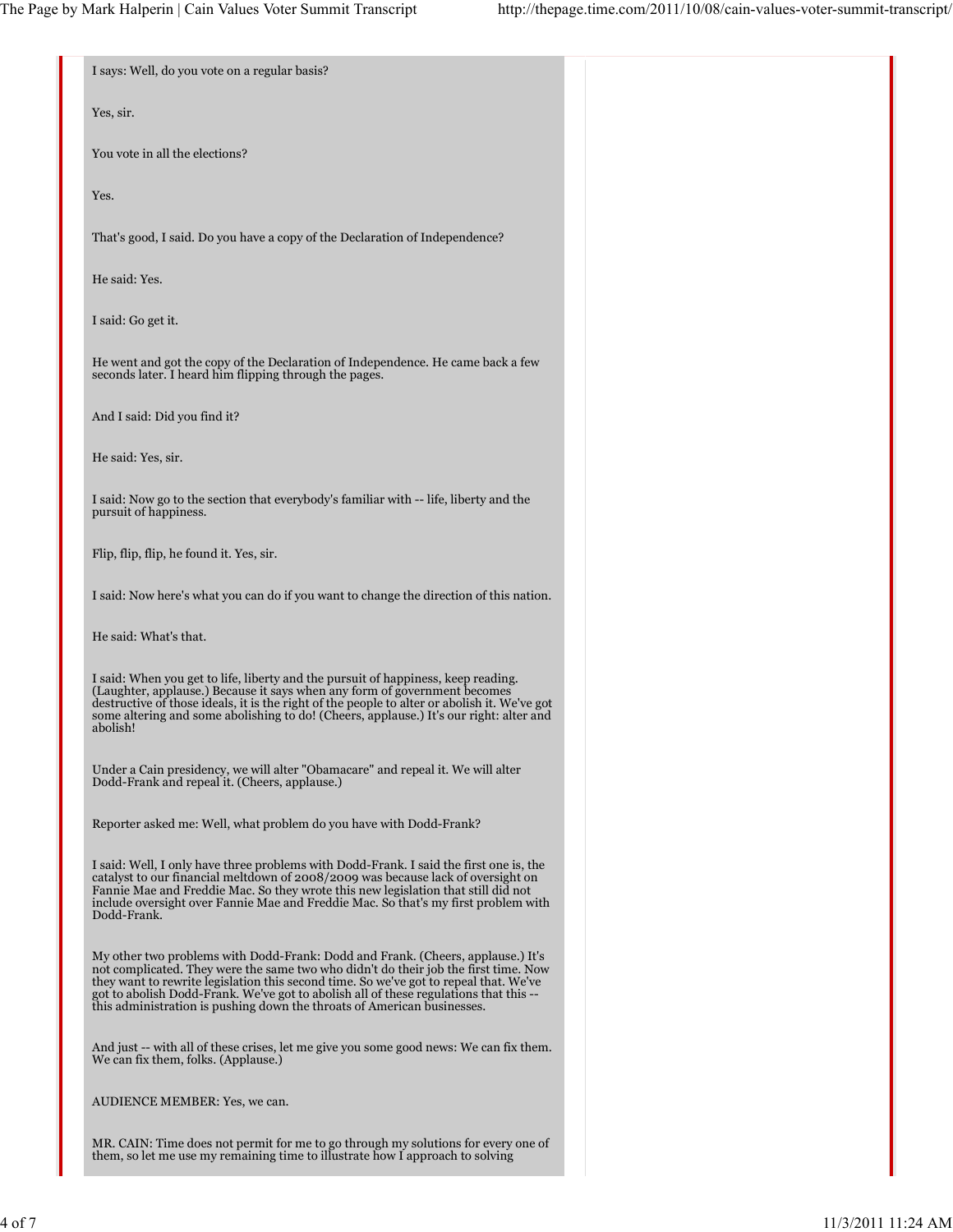I says: Well, do you vote on a regular basis?

Yes, sir.

You vote in all the elections?

Yes.

That's good, I said. Do you have a copy of the Declaration of Independence?

He said: Yes.

I said: Go get it.

He went and got the copy of the Declaration of Independence. He came back a few seconds later. I heard him flipping through the pages.

And I said: Did you find it?

He said: Yes, sir.

I said: Now go to the section that everybody's familiar with -- life, liberty and the pursuit of happiness.

Flip, flip, flip, he found it. Yes, sir.

I said: Now here's what you can do if you want to change the direction of this nation.

He said: What's that.

I said: When you get to life, liberty and the pursuit of happiness, keep reading. (Laughter, applause.) Because it says when any form of government becomes destructive of those ideals, it is the right of the people to alter or abolish it. We've got some altering and some abolishing to do! (Cheers, applause.) It's our right: alter and abolish!

Under a Cain presidency, we will alter "Obamacare" and repeal it. We will alter Dodd-Frank and repeal it. (Cheers, applause.)

Reporter asked me: Well, what problem do you have with Dodd-Frank?

I said: Well, I only have three problems with Dodd-Frank. I said the first one is, the catalyst to our financial meltdown of 2008/2009 was because lack of oversight on Fannie Mae and Freddie Mac. So they wrote this new legislation that still did not include oversight over Fannie Mae and Freddie Mac. So that's my first problem with Dodd-Frank.

My other two problems with Dodd-Frank: Dodd and Frank. (Cheers, applause.) It's not complicated. They were the same two who didn't do their job the first time. Now they want to rewrite legislation this second time. So we've got to repeal that. We've got to abolish Dodd-Frank. We've got to abolish all of these regulations that this -- this administration is pushing down the throats of American businesses.

And just -- with all of these crises, let me give you some good news: We can fix them. We can fix them, folks. (Applause.)

AUDIENCE MEMBER: Yes, we can.

MR. CAIN: Time does not permit for me to go through my solutions for every one of them, so let me use my remaining time to illustrate how I approach to solving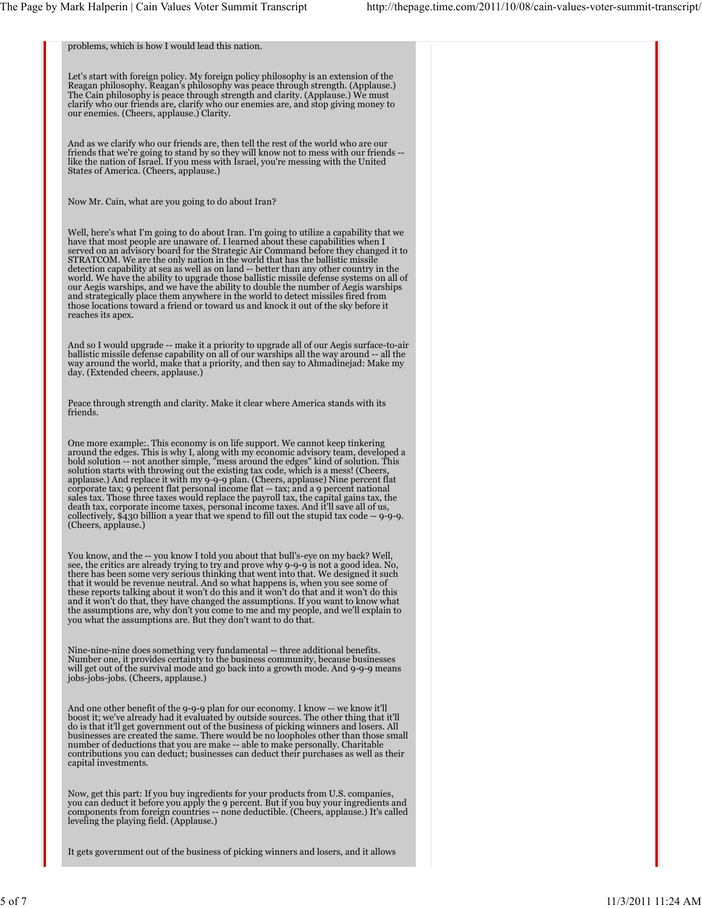problems, which is how I would lead this nation.

Let's start with foreign policy. My foreign policy philosophy is an extension of the Reagan philosophy. Reagan's philosophy was peace through strength. (Applause.) The Cain philosophy is peace through strength and clarity. (Applause.) We must clarify who our friends are, clarify who our enemies are, and stop giving money to our enemies. (Cheers, applause.) Clarity.

And as we clarify who our friends are, then tell the rest of the world who are our friends that we're going to stand by so they will know not to mess with our friends -- like the nation of Israel. If you mess with Israel, you're messing with the United States of America. (Cheers, applause.)

Now Mr. Cain, what are you going to do about Iran?

Well, here's what I'm going to do about Iran. I'm going to utilize a capability that we have that most people are unaware of. I learned about these capabilities when I served on an advisory board for the Strategic Air Command before they changed it to STRATCOM. We are the only nation in the world that has the ballistic missile detection capability at sea as well as on land -- better than any other country in the world. We have the ability to upgrade those ballistic missile defense systems on all of our Aegis warships, and we have the ability to double the number of Aegis warships and strategically place them anywhere in the world to detect missiles fired from those locations toward a friend or toward us and knock it out of the sky before it reaches its apex.

And so I would upgrade -- make it a priority to upgrade all of our Aegis surface-to-air ballistic missile defense capability on all of our warships all the way around -- all the way around the world, make that a priority, and then say to Ahmadinejad: Make my day. (Extended cheers, applause.)

Peace through strength and clarity. Make it clear where America stands with its friends.

One more example:. This economy is on life support. We cannot keep tinkering around the edges. This is why I, along with my economic advisory team, developed a bold solution -- not another simple, "mess around the edges" kind of solution. This solution starts with throwing out the existing tax code, which is a mess! (Cheers, applause.) And replace it with my 9-9-9 plan. (Cheers, applause) Nine percent flat corporate tax; 9 percent flat personal income flat -- tax; and a 9 percent national sales tax. Those three taxes would replace the payroll tax, the capital gains tax, the death tax, corporate income taxes, personal income taxes. And it'll save all of us, collectively, $430 billion a year that we spend to fill out the stupid tax code -- 9-9-9. (Cheers, applause.)

You know, and the -- you know I told you about that bull's-eye on my back? Well, see, the critics are already trying to try and prove why 9-9-9 is not a good idea. No, there has been some very serious thinking that went into that. We designed it such that it would be revenue neutral. And so what happens is, when you see some of these reports talking about it won't do this and it won't do that and it won't do this and it won't do that, they have changed the assumptions. If you want to know what the assumptions are, why don't you come to me and my people, and we'll explain to you what the assumptions are. But they don't want to do that.

Nine-nine-nine does something very fundamental -- three additional benefits. Number one, it provides certainty to the business community, because businesses will get out of the survival mode and go back into a growth mode. And 9-9-9 means jobs-jobs-jobs. (Cheers, applause.)

And one other benefit of the 9-9-9 plan for our economy. I know -- we know it'll boost it; we've already had it evaluated by outside sources. The other thing that it'll do is that it'll get government out of the business of picking winners and losers. All businesses are created the same. There would be no loopholes other than those small number of deductions that you are make -- able to make personally. Charitable contributions you can deduct; businesses can deduct their purchases as well as their capital investments.

Now, get this part: If you buy ingredients for your products from U.S. companies, you can deduct it before you apply the 9 percent. But if you buy your ingredients and components from foreign countries -- none deductible. (Cheers, applause.) It's called leveling the playing field. (Applause.)

It gets government out of the business of picking winners and losers, and it allows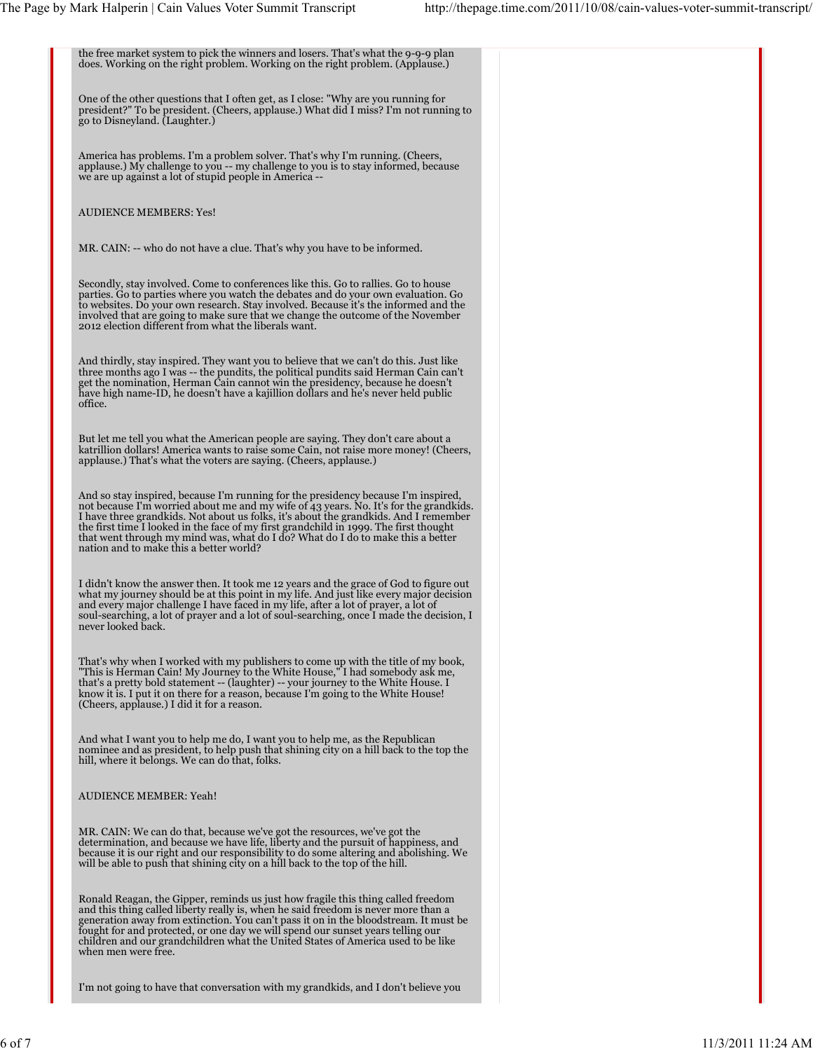the free market system to pick the winners and losers. That's what the 9-9-9 plan does. Working on the right problem. Working on the right problem. (Applause.)

One of the other questions that I often get, as I close: "Why are you running for president?" To be president. (Cheers, applause.) What did I miss? I'm not running to go to Disneyland. (Laughter.)

America has problems. I'm a problem solver. That's why I'm running. (Cheers, applause.) My challenge to you -- my challenge to you is to stay informed, because we are up against a lot of stupid people in America --

AUDIENCE MEMBERS: Yes!

MR. CAIN: -- who do not have a clue. That's why you have to be informed.

Secondly, stay involved. Come to conferences like this. Go to rallies. Go to house parties. Go to parties where you watch the debates and do your own evaluation. Go to websites. Do your own research. Stay involved. Because it's the informed and the involved that are going to make sure that we change the outcome of the November 2012 election different from what the liberals want.

And thirdly, stay inspired. They want you to believe that we can't do this. Just like three months ago I was -- the pundits, the political pundits said Herman Cain can't get the nomination, Herman Cain cannot win the presidency, because he doesn't have high name-ID, he doesn't have a kajillion dollars and he's never held public office.

But let me tell you what the American people are saying. They don't care about a katrillion dollars! America wants to raise some Cain, not raise more money! (Cheers, applause.) That's what the voters are saying. (Cheers, applause.)

And so stay inspired, because I'm running for the presidency because I'm inspired, not because I'm worried about me and my wife of 43 years. No. It's for the grandkids. I have three grandkids. Not about us folks, it's about the grandkids. And I remember the first time I looked in the face of my first grandchild in 1999. The first thought that went through my mind was, what do I do? What do I do to make this a better nation and to make this a better world?

I didn't know the answer then. It took me 12 years and the grace of God to figure out what my journey should be at this point in my life. And just like every major decision and every major challenge I have faced in my life, after a lot of prayer, a lot of soul-searching, a lot of prayer and a lot of soul-searching, once I made the decision, I never looked back.

That's why when I worked with my publishers to come up with the title of my book, "This is Herman Cain! My Journey to the White House," I had somebody ask me, that's a pretty bold statement -- (laughter) -- your journey to the White House. I know it is. I put it on there for a reason, because I'm going to the White House! (Cheers, applause.) I did it for a reason.

And what I want you to help me do, I want you to help me, as the Republican nominee and as president, to help push that shining city on a hill back to the top the hill, where it belongs. We can do that, folks.

AUDIENCE MEMBER: Yeah!

MR. CAIN: We can do that, because we've got the resources, we've got the determination, and because we have life, liberty and the pursuit of happiness, and because it is our right and our responsibility to do some altering and abolishing. We will be able to push that shining city on a hill back to the top of the hill.

Ronald Reagan, the Gipper, reminds us just how fragile this thing called freedom and this thing called liberty really is, when he said freedom is never more than a generation away from extinction. You can't pass it on in the bloodstream. It must be fought for and protected, or one day we will spend our sunset years telling our children and our grandchildren what the United States of America used to be like when men were free.

I'm not going to have that conversation with my grandkids, and I don't believe you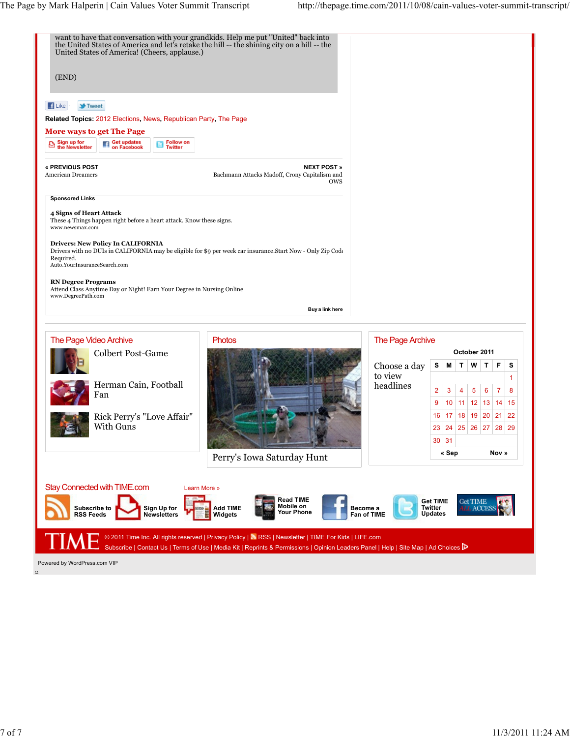want to have that conversation with your grandkids. Help me put "United" back into the United States of America and let's retake the hill -- the shining city on a hill -- the United States of America! (Cheers, applause.)

(END)

Like Tweet

**Related Topics:** 2012 Elections, News, Republican Party, The Page

## More ways to get The Page

Sign up for the Newsletter | Get updates on Facebook | Follow on Twitter

**« PREVIOUS POST**
American Dreamers

**NEXT POST »**
Bachmann Attacks Madoff, Crony Capitalism and OWS

**Sponsored Links**

**4 Signs of Heart Attack**
These 4 Things happen right before a heart attack. Know these signs.
www.newsmax.com

**Drivers: New Policy In CALIFORNIA**
Drivers with no DUIs in CALIFORNIA may be eligible for $9 per week car insurance.Start Now - Only Zip Code Required.
Auto.YourInsuranceSearch.com

**RN Degree Programs**
Attend Class Anytime Day or Night! Earn Your Degree in Nursing Online
www.DegreePath.com

Buy a link here

## The Page Video Archive

Colbert Post-Game

Herman Cain, Football Fan

Rick Perry's "Love Affair" With Guns

## Photos

Perry's Iowa Saturday Hunt

## The Page Archive

Choose a day to view headlines

October 2011

| S | M | T | W | T | F | S |
|---|---|---|---|---|---|---|
| | | | | | | 1 |
| 2 | 3 | 4 | 5 | 6 | 7 | 8 |
| 9 | 10 | 11 | 12 | 13 | 14 | 15 |
| 16 | 17 | 18 | 19 | 20 | 21 | 22 |
| 23 | 24 | 25 | 26 | 27 | 28 | 29 |
| 30 | 31 | | | | | |

« Sep Nov »

## Stay Connected with TIME.com

Learn More »

Subscribe to RSS Feeds | Sign Up for Newsletters | Add TIME Widgets | Read TIME Mobile on Your Phone | Become a Fan of TIME | Get TIME Twitter Updates | Get TIME ALL ACCESS

© 2011 Time Inc. All rights reserved | Privacy Policy | RSS | Newsletter | TIME For Kids | LIFE.com
Subscribe | Contact Us | Terms of Use | Media Kit | Reprints & Permissions | Opinion Leaders Panel | Help | Site Map | Ad Choices

Powered by WordPress.com VIP